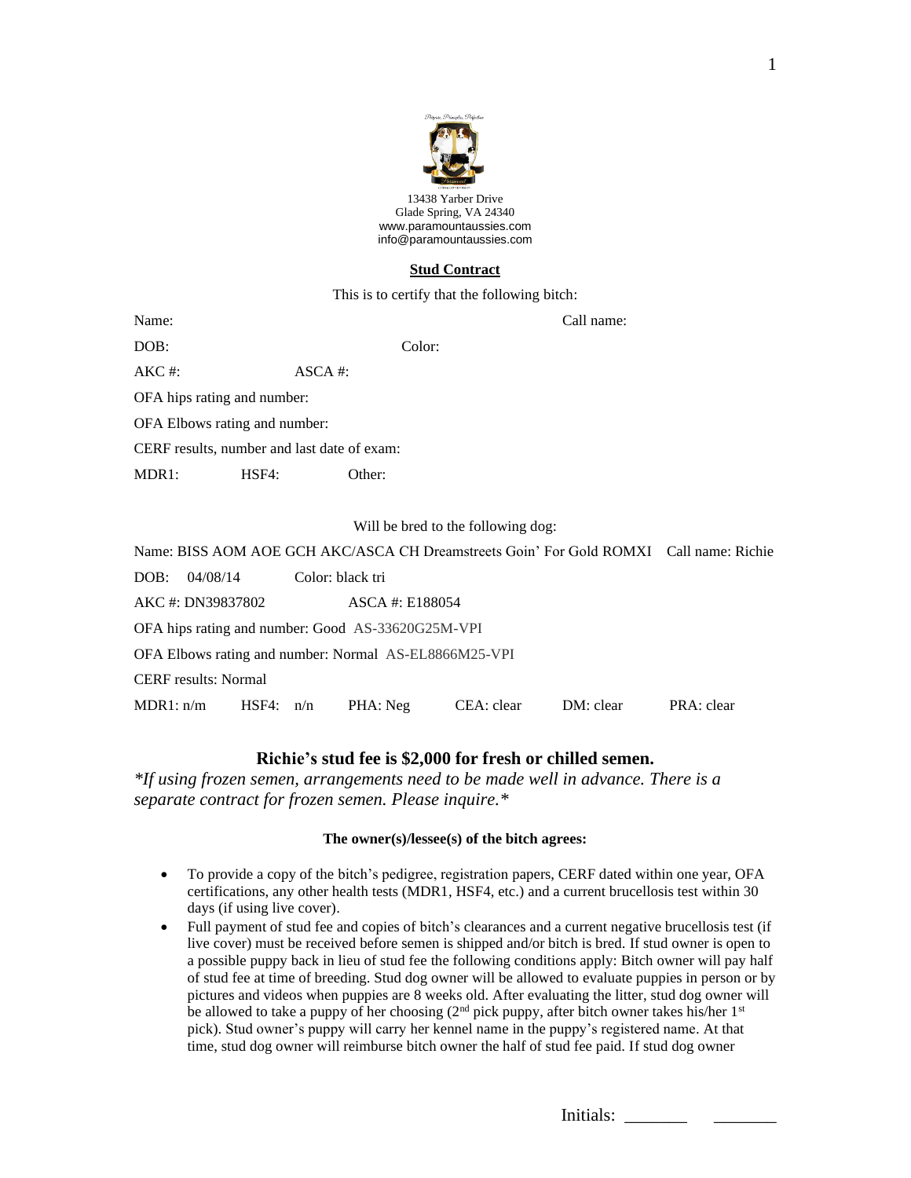13438 Yarber Drive
Glade Spring, VA 24340
www.paramountaussies.com
info@paramountaussies.com

**Stud Contract**

This is to certify that the following bitch:

Name: Call name:

DOB: Color:

AKC #: ASCA #:

OFA hips rating and number:

OFA Elbows rating and number:

CERF results, number and last date of exam:

MDR1: HSF4: Other:

Will be bred to the following dog:

Name: BISS AOM AOE GCH AKC/ASCA CH Dreamstreets Goin' For Gold ROMXI Call name: Richie

DOB: 04/08/14 Color: black tri

AKC #: DN39837802 ASCA #: E188054

OFA hips rating and number: Good AS-33620G25M-VPI

OFA Elbows rating and number: Normal AS-EL8866M25-VPI

CERF results: Normal

MDR1: n/m HSF4: n/n PHA: Neg CEA: clear DM: clear PRA: clear

**Richie's stud fee is $2,000 for fresh or chilled semen.**

*\*If using frozen semen, arrangements need to be made well in advance. There is a separate contract for frozen semen. Please inquire.\**

**The owner(s)/lessee(s) of the bitch agrees:**

- To provide a copy of the bitch's pedigree, registration papers, CERF dated within one year, OFA certifications, any other health tests (MDR1, HSF4, etc.) and a current brucellosis test within 30 days (if using live cover).
- Full payment of stud fee and copies of bitch's clearances and a current negative brucellosis test (if live cover) must be received before semen is shipped and/or bitch is bred. If stud owner is open to a possible puppy back in lieu of stud fee the following conditions apply: Bitch owner will pay half of stud fee at time of breeding. Stud dog owner will be allowed to evaluate puppies in person or by pictures and videos when puppies are 8 weeks old. After evaluating the litter, stud dog owner will be allowed to take a puppy of her choosing (2nd pick puppy, after bitch owner takes his/her 1st pick). Stud owner's puppy will carry her kennel name in the puppy's registered name. At that time, stud dog owner will reimburse bitch owner the half of stud fee paid. If stud dog owner

Initials: _______ _______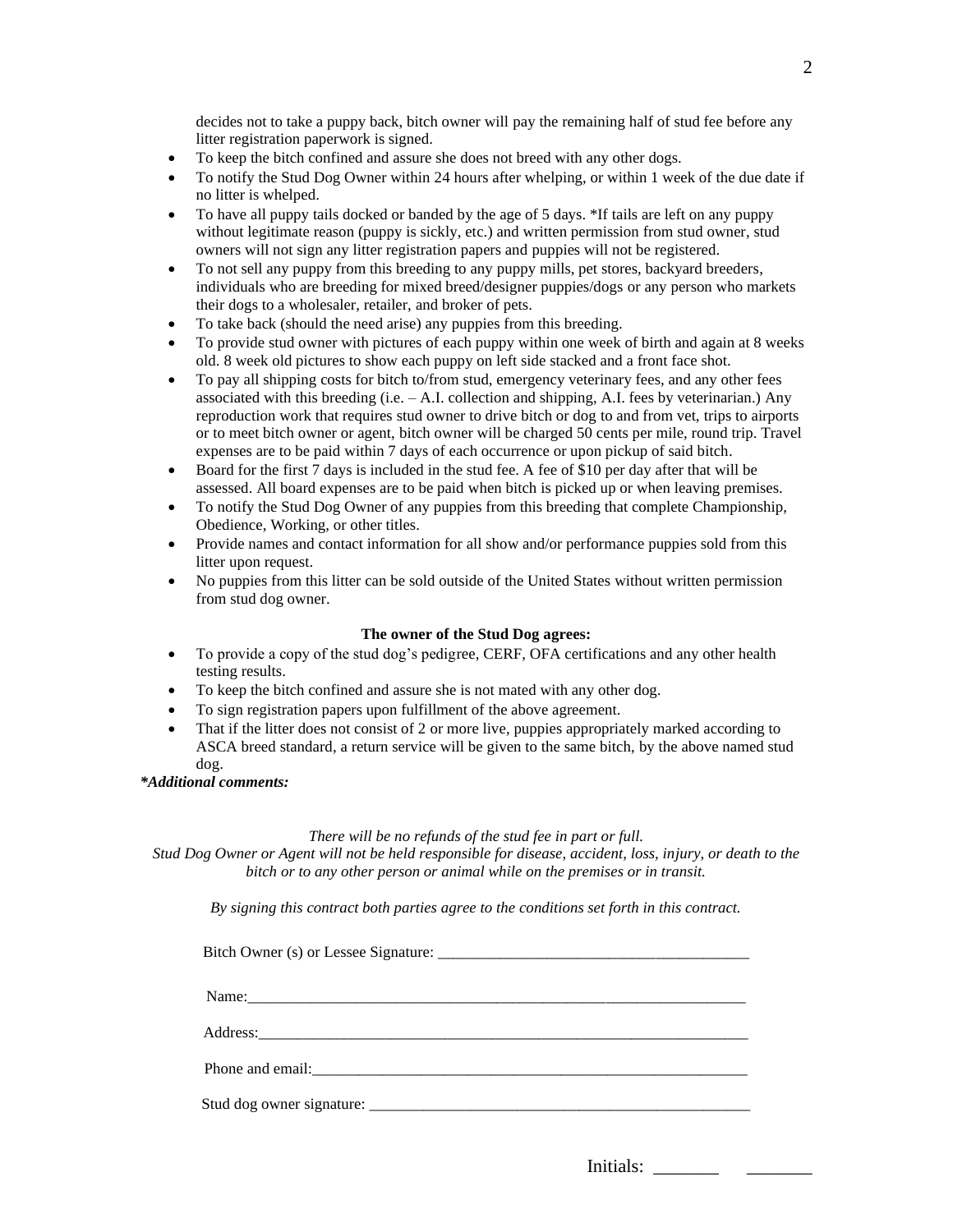decides not to take a puppy back, bitch owner will pay the remaining half of stud fee before any litter registration paperwork is signed.

- To keep the bitch confined and assure she does not breed with any other dogs.
- To notify the Stud Dog Owner within 24 hours after whelping, or within 1 week of the due date if no litter is whelped.
- To have all puppy tails docked or banded by the age of 5 days. *If tails are left on any puppy without legitimate reason (puppy is sickly, etc.) and written permission from stud owner, stud owners will not sign any litter registration papers and puppies will not be registered.
- To not sell any puppy from this breeding to any puppy mills, pet stores, backyard breeders, individuals who are breeding for mixed breed/designer puppies/dogs or any person who markets their dogs to a wholesaler, retailer, and broker of pets.
- To take back (should the need arise) any puppies from this breeding.
- To provide stud owner with pictures of each puppy within one week of birth and again at 8 weeks old. 8 week old pictures to show each puppy on left side stacked and a front face shot.
- To pay all shipping costs for bitch to/from stud, emergency veterinary fees, and any other fees associated with this breeding (i.e. – A.I. collection and shipping, A.I. fees by veterinarian.) Any reproduction work that requires stud owner to drive bitch or dog to and from vet, trips to airports or to meet bitch owner or agent, bitch owner will be charged 50 cents per mile, round trip. Travel expenses are to be paid within 7 days of each occurrence or upon pickup of said bitch.
- Board for the first 7 days is included in the stud fee. A fee of $10 per day after that will be assessed. All board expenses are to be paid when bitch is picked up or when leaving premises.
- To notify the Stud Dog Owner of any puppies from this breeding that complete Championship, Obedience, Working, or other titles.
- Provide names and contact information for all show and/or performance puppies sold from this litter upon request.
- No puppies from this litter can be sold outside of the United States without written permission from stud dog owner.

**The owner of the Stud Dog agrees:**

- To provide a copy of the stud dog's pedigree, CERF, OFA certifications and any other health testing results.
- To keep the bitch confined and assure she is not mated with any other dog.
- To sign registration papers upon fulfillment of the above agreement.
- That if the litter does not consist of 2 or more live, puppies appropriately marked according to ASCA breed standard, a return service will be given to the same bitch, by the above named stud dog.

***Additional comments:***

*There will be no refunds of the stud fee in part or full.*
*Stud Dog Owner or Agent will not be held responsible for disease, accident, loss, injury, or death to the bitch or to any other person or animal while on the premises or in transit.*

*By signing this contract both parties agree to the conditions set forth in this contract.*

Bitch Owner (s) or Lessee Signature: ________________________________________

Name:____________________________________________________________________

Address:__________________________________________________________________

Phone and email:___________________________________________________________

Stud dog owner signature: ___________________________________________________

Initials: _______ _______